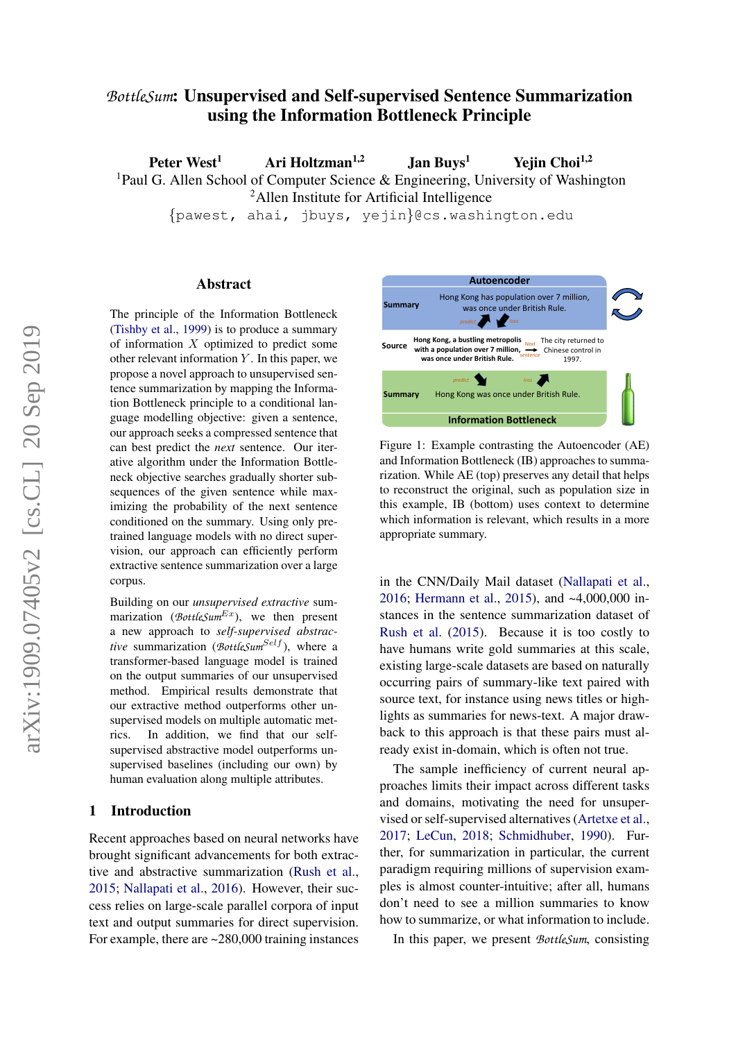# *BottleSum*: Unsupervised and Self-supervised Sentence Summarization using the Information Bottleneck Principle

**Peter West**[1] **Ari Holtzman**[1,2] **Jan Buys**[1] **Yejin Choi**[1,2]

[1]Paul G. Allen School of Computer Science & Engineering, University of Washington
[2]Allen Institute for Artificial Intelligence

{pawest, ahai, jbuys, yejin}@cs.washington.edu

## Abstract

The principle of the Information Bottleneck (Tishby et al., 1999) is to produce a summary of information $X$ optimized to predict some other relevant information $Y$. In this paper, we propose a novel approach to unsupervised sentence summarization by mapping the Information Bottleneck principle to a conditional language modelling objective: given a sentence, our approach seeks a compressed sentence that can best predict the *next* sentence. Our iterative algorithm under the Information Bottleneck objective searches gradually shorter subsequences of the given sentence while maximizing the probability of the next sentence conditioned on the summary. Using only pretrained language models with no direct supervision, our approach can efficiently perform extractive sentence summarization over a large corpus.

Building on our *unsupervised extractive* summarization ($BottleSum^{Ex}$), we then present a new approach to *self-supervised abstractive* summarization ($BottleSum^{Self}$), where a transformer-based language model is trained on the output summaries of our unsupervised method. Empirical results demonstrate that our extractive method outperforms other unsupervised models on multiple automatic metrics. In addition, we find that our self-supervised abstractive model outperforms unsupervised baselines (including our own) by human evaluation along multiple attributes.

Figure 1: Example contrasting the Autoencoder (AE) and Information Bottleneck (IB) approaches to summarization. While AE (top) preserves any detail that helps to reconstruct the original, such as population size in this example, IB (bottom) uses context to determine which information is relevant, which results in a more appropriate summary.

## 1 Introduction

Recent approaches based on neural networks have brought significant advancements for both extractive and abstractive summarization (Rush et al., 2015; Nallapati et al., 2016). However, their success relies on large-scale parallel corpora of input text and output summaries for direct supervision. For example, there are ~280,000 training instances in the CNN/Daily Mail dataset (Nallapati et al., 2016; Hermann et al., 2015), and ~4,000,000 instances in the sentence summarization dataset of Rush et al. (2015). Because it is too costly to have humans write gold summaries at this scale, existing large-scale datasets are based on naturally occurring pairs of summary-like text paired with source text, for instance using news titles or highlights as summaries for news-text. A major drawback to this approach is that these pairs must already exist in-domain, which is often not true.

The sample inefficiency of current neural approaches limits their impact across different tasks and domains, motivating the need for unsupervised or self-supervised alternatives (Artetxe et al., 2017; LeCun, 2018; Schmidhuber, 1990). Further, for summarization in particular, the current paradigm requiring millions of supervision examples is almost counter-intuitive; after all, humans don't need to see a million summaries to know how to summarize, or what information to include.

In this paper, we present *BottleSum*, consisting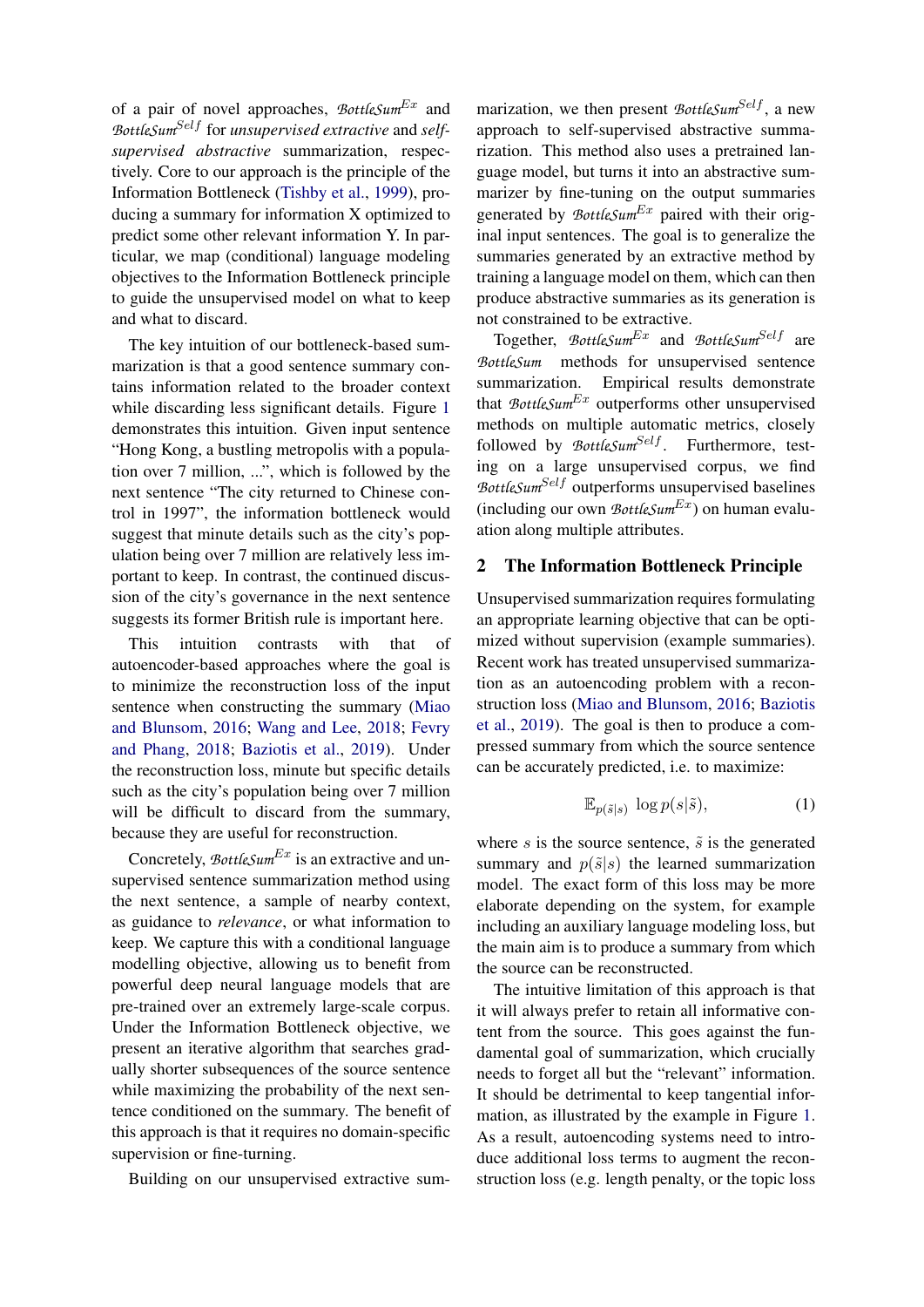of a pair of novel approaches, *BottleSum*$^{Ex}$ and *BottleSum*$^{Self}$ for *unsupervised extractive* and *self-supervised abstractive* summarization, respectively. Core to our approach is the principle of the Information Bottleneck (Tishby et al., 1999), producing a summary for information X optimized to predict some other relevant information Y. In particular, we map (conditional) language modeling objectives to the Information Bottleneck principle to guide the unsupervised model on what to keep and what to discard.

The key intuition of our bottleneck-based summarization is that a good sentence summary contains information related to the broader context while discarding less significant details. Figure 1 demonstrates this intuition. Given input sentence "Hong Kong, a bustling metropolis with a population over 7 million, ...", which is followed by the next sentence "The city returned to Chinese control in 1997", the information bottleneck would suggest that minute details such as the city's population being over 7 million are relatively less important to keep. In contrast, the continued discussion of the city's governance in the next sentence suggests its former British rule is important here.

This intuition contrasts with that of autoencoder-based approaches where the goal is to minimize the reconstruction loss of the input sentence when constructing the summary (Miao and Blunsom, 2016; Wang and Lee, 2018; Fevry and Phang, 2018; Baziotis et al., 2019). Under the reconstruction loss, minute but specific details such as the city's population being over 7 million will be difficult to discard from the summary, because they are useful for reconstruction.

Concretely, *BottleSum*$^{Ex}$ is an extractive and unsupervised sentence summarization method using the next sentence, a sample of nearby context, as guidance to *relevance*, or what information to keep. We capture this with a conditional language modelling objective, allowing us to benefit from powerful deep neural language models that are pre-trained over an extremely large-scale corpus. Under the Information Bottleneck objective, we present an iterative algorithm that searches gradually shorter subsequences of the source sentence while maximizing the probability of the next sentence conditioned on the summary. The benefit of this approach is that it requires no domain-specific supervision or fine-turning.

Building on our unsupervised extractive summarization, we then present *BottleSum*$^{Self}$, a new approach to self-supervised abstractive summarization. This method also uses a pretrained language model, but turns it into an abstractive summarizer by fine-tuning on the output summaries generated by *BottleSum*$^{Ex}$ paired with their original input sentences. The goal is to generalize the summaries generated by an extractive method by training a language model on them, which can then produce abstractive summaries as its generation is not constrained to be extractive.

Together, *BottleSum*$^{Ex}$ and *BottleSum*$^{Self}$ are *BottleSum* methods for unsupervised sentence summarization. Empirical results demonstrate that *BottleSum*$^{Ex}$ outperforms other unsupervised methods on multiple automatic metrics, closely followed by *BottleSum*$^{Self}$. Furthermore, testing on a large unsupervised corpus, we find *BottleSum*$^{Self}$ outperforms unsupervised baselines (including our own *BottleSum*$^{Ex}$) on human evaluation along multiple attributes.

## 2 The Information Bottleneck Principle

Unsupervised summarization requires formulating an appropriate learning objective that can be optimized without supervision (example summaries). Recent work has treated unsupervised summarization as an autoencoding problem with a reconstruction loss (Miao and Blunsom, 2016; Baziotis et al., 2019). The goal is then to produce a compressed summary from which the source sentence can be accurately predicted, i.e. to maximize:

$$\mathbb{E}_{p(\tilde{s}|s)} \log p(s|\tilde{s}), \tag{1}$$

where $s$ is the source sentence, $\tilde{s}$ is the generated summary and $p(\tilde{s}|s)$ the learned summarization model. The exact form of this loss may be more elaborate depending on the system, for example including an auxiliary language modeling loss, but the main aim is to produce a summary from which the source can be reconstructed.

The intuitive limitation of this approach is that it will always prefer to retain all informative content from the source. This goes against the fundamental goal of summarization, which crucially needs to forget all but the "relevant" information. It should be detrimental to keep tangential information, as illustrated by the example in Figure 1. As a result, autoencoding systems need to introduce additional loss terms to augment the reconstruction loss (e.g. length penalty, or the topic loss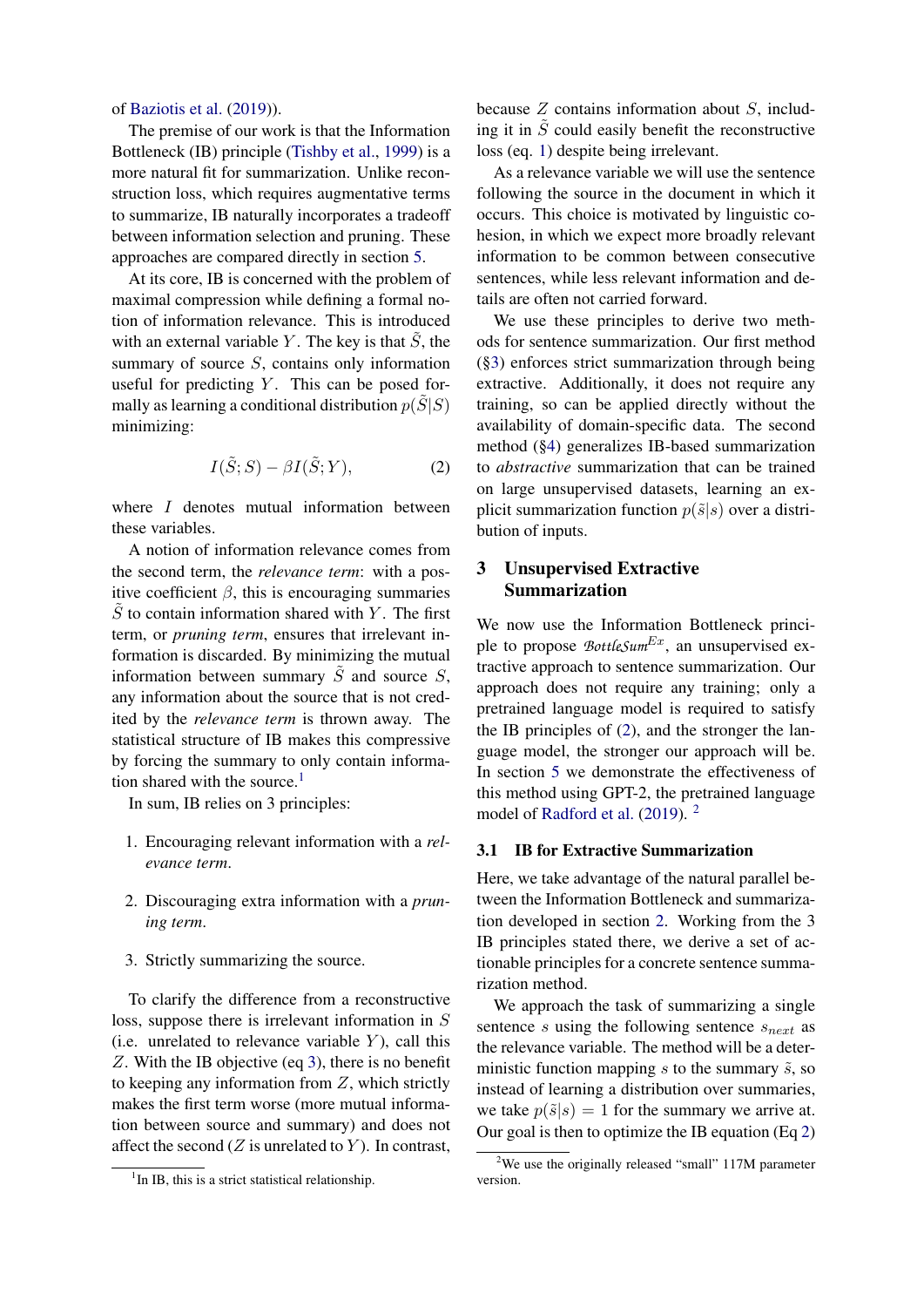of Baziotis et al. (2019)).

The premise of our work is that the Information Bottleneck (IB) principle (Tishby et al., 1999) is a more natural fit for summarization. Unlike reconstruction loss, which requires augmentative terms to summarize, IB naturally incorporates a tradeoff between information selection and pruning. These approaches are compared directly in section 5.

At its core, IB is concerned with the problem of maximal compression while defining a formal notion of information relevance. This is introduced with an external variable $Y$. The key is that $\tilde{S}$, the summary of source $S$, contains only information useful for predicting $Y$. This can be posed formally as learning a conditional distribution $p(\tilde{S}|S)$ minimizing:

$$I(\tilde{S}; S) - \beta I(\tilde{S}; Y), \tag{2}$$

where $I$ denotes mutual information between these variables.

A notion of information relevance comes from the second term, the *relevance term*: with a positive coefficient $\beta$, this is encouraging summaries $\tilde{S}$ to contain information shared with $Y$. The first term, or *pruning term*, ensures that irrelevant information is discarded. By minimizing the mutual information between summary $\tilde{S}$ and source $S$, any information about the source that is not credited by the *relevance term* is thrown away. The statistical structure of IB makes this compressive by forcing the summary to only contain information shared with the source.[1]

In sum, IB relies on 3 principles:

1. Encouraging relevant information with a *relevance term*.
2. Discouraging extra information with a *pruning term*.
3. Strictly summarizing the source.

To clarify the difference from a reconstructive loss, suppose there is irrelevant information in $S$ (i.e. unrelated to relevance variable $Y$), call this $Z$. With the IB objective (eq 3), there is no benefit to keeping any information from $Z$, which strictly makes the first term worse (more mutual information between source and summary) and does not affect the second ($Z$ is unrelated to $Y$). In contrast, because $Z$ contains information about $S$, including it in $\tilde{S}$ could easily benefit the reconstructive loss (eq. 1) despite being irrelevant.

As a relevance variable we will use the sentence following the source in the document in which it occurs. This choice is motivated by linguistic cohesion, in which we expect more broadly relevant information to be common between consecutive sentences, while less relevant information and details are often not carried forward.

We use these principles to derive two methods for sentence summarization. Our first method (§3) enforces strict summarization through being extractive. Additionally, it does not require any training, so can be applied directly without the availability of domain-specific data. The second method (§4) generalizes IB-based summarization to *abstractive* summarization that can be trained on large unsupervised datasets, learning an explicit summarization function $p(\tilde{s}|s)$ over a distribution of inputs.

## 3 Unsupervised Extractive Summarization

We now use the Information Bottleneck principle to propose *BottleSum*$^{Ex}$, an unsupervised extractive approach to sentence summarization. Our approach does not require any training; only a pretrained language model is required to satisfy the IB principles of (2), and the stronger the language model, the stronger our approach will be. In section 5 we demonstrate the effectiveness of this method using GPT-2, the pretrained language model of Radford et al. (2019).[2]

### 3.1 IB for Extractive Summarization

Here, we take advantage of the natural parallel between the Information Bottleneck and summarization developed in section 2. Working from the 3 IB principles stated there, we derive a set of actionable principles for a concrete sentence summarization method.

We approach the task of summarizing a single sentence $s$ using the following sentence $s_{next}$ as the relevance variable. The method will be a deterministic function mapping $s$ to the summary $\tilde{s}$, so instead of learning a distribution over summaries, we take $p(\tilde{s}|s) = 1$ for the summary we arrive at. Our goal is then to optimize the IB equation (Eq 2)

[1] In IB, this is a strict statistical relationship.

[2] We use the originally released "small" 117M parameter version.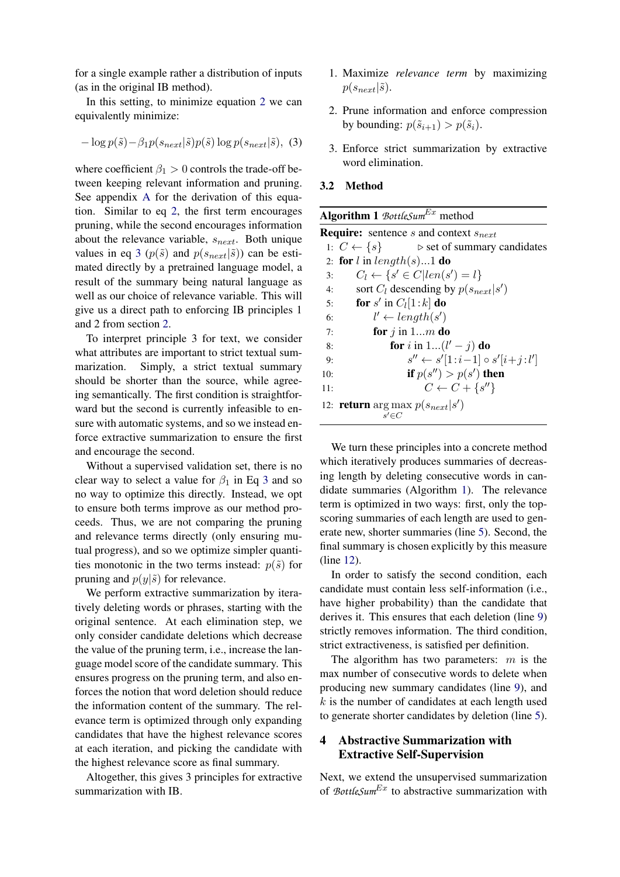for a single example rather a distribution of inputs (as in the original IB method).

In this setting, to minimize equation 2 we can equivalently minimize:

$$-\log p(\tilde{s}) - \beta_1 p(s_{next}|\tilde{s}) p(\tilde{s}) \log p(s_{next}|\tilde{s}), \quad (3)$$

where coefficient $\beta_1 > 0$ controls the trade-off between keeping relevant information and pruning. See appendix A for the derivation of this equation. Similar to eq 2, the first term encourages pruning, while the second encourages information about the relevance variable, $s_{next}$. Both unique values in eq 3 ($p(\tilde{s})$ and $p(s_{next}|\tilde{s})$) can be estimated directly by a pretrained language model, a result of the summary being natural language as well as our choice of relevance variable. This will give us a direct path to enforcing IB principles 1 and 2 from section 2.

To interpret principle 3 for text, we consider what attributes are important to strict textual summarization. Simply, a strict textual summary should be shorter than the source, while agreeing semantically. The first condition is straightforward but the second is currently infeasible to ensure with automatic systems, and so we instead enforce extractive summarization to ensure the first and encourage the second.

Without a supervised validation set, there is no clear way to select a value for $\beta_1$ in Eq 3 and so no way to optimize this directly. Instead, we opt to ensure both terms improve as our method proceeds. Thus, we are not comparing the pruning and relevance terms directly (only ensuring mutual progress), and so we optimize simpler quantities monotonic in the two terms instead: $p(\tilde{s})$ for pruning and $p(y|\tilde{s})$ for relevance.

We perform extractive summarization by iteratively deleting words or phrases, starting with the original sentence. At each elimination step, we only consider candidate deletions which decrease the value of the pruning term, i.e., increase the language model score of the candidate summary. This ensures progress on the pruning term, and also enforces the notion that word deletion should reduce the information content of the summary. The relevance term is optimized through only expanding candidates that have the highest relevance scores at each iteration, and picking the candidate with the highest relevance score as final summary.

Altogether, this gives 3 principles for extractive summarization with IB.

1. Maximize *relevance term* by maximizing $p(s_{next}|\tilde{s})$.
2. Prune information and enforce compression by bounding: $p(\tilde{s}_{i+1}) > p(\tilde{s}_i)$.
3. Enforce strict summarization by extractive word elimination.

## 3.2 Method

**Algorithm 1** *BottleSum*$^{Ex}$ method

```
Require: sentence s and context s_next
 1: C ← {s}                              ▷ set of summary candidates
 2: for l in length(s)...1 do
 3:     C_l ← {s' ∈ C | len(s') = l}
 4:     sort C_l descending by p(s_next|s')
 5:     for s' in C_l[1:k] do
 6:         l' ← length(s')
 7:         for j in 1...m do
 8:             for i in 1...(l' − j) do
 9:                 s'' ← s'[1:i−1] ∘ s'[i+j:l']
10:                 if p(s'') > p(s') then
11:                     C ← C + {s''}
12: return argmax_{s'∈C} p(s_next|s')
```

We turn these principles into a concrete method which iteratively produces summaries of decreasing length by deleting consecutive words in candidate summaries (Algorithm 1). The relevance term is optimized in two ways: first, only the top-scoring summaries of each length are used to generate new, shorter summaries (line 5). Second, the final summary is chosen explicitly by this measure (line 12).

In order to satisfy the second condition, each candidate must contain less self-information (i.e., have higher probability) than the candidate that derives it. This ensures that each deletion (line 9) strictly removes information. The third condition, strict extractiveness, is satisfied per definition.

The algorithm has two parameters: $m$ is the max number of consecutive words to delete when producing new summary candidates (line 9), and $k$ is the number of candidates at each length used to generate shorter candidates by deletion (line 5).

# 4 Abstractive Summarization with Extractive Self-Supervision

Next, we extend the unsupervised summarization of *BottleSum*$^{Ex}$ to abstractive summarization with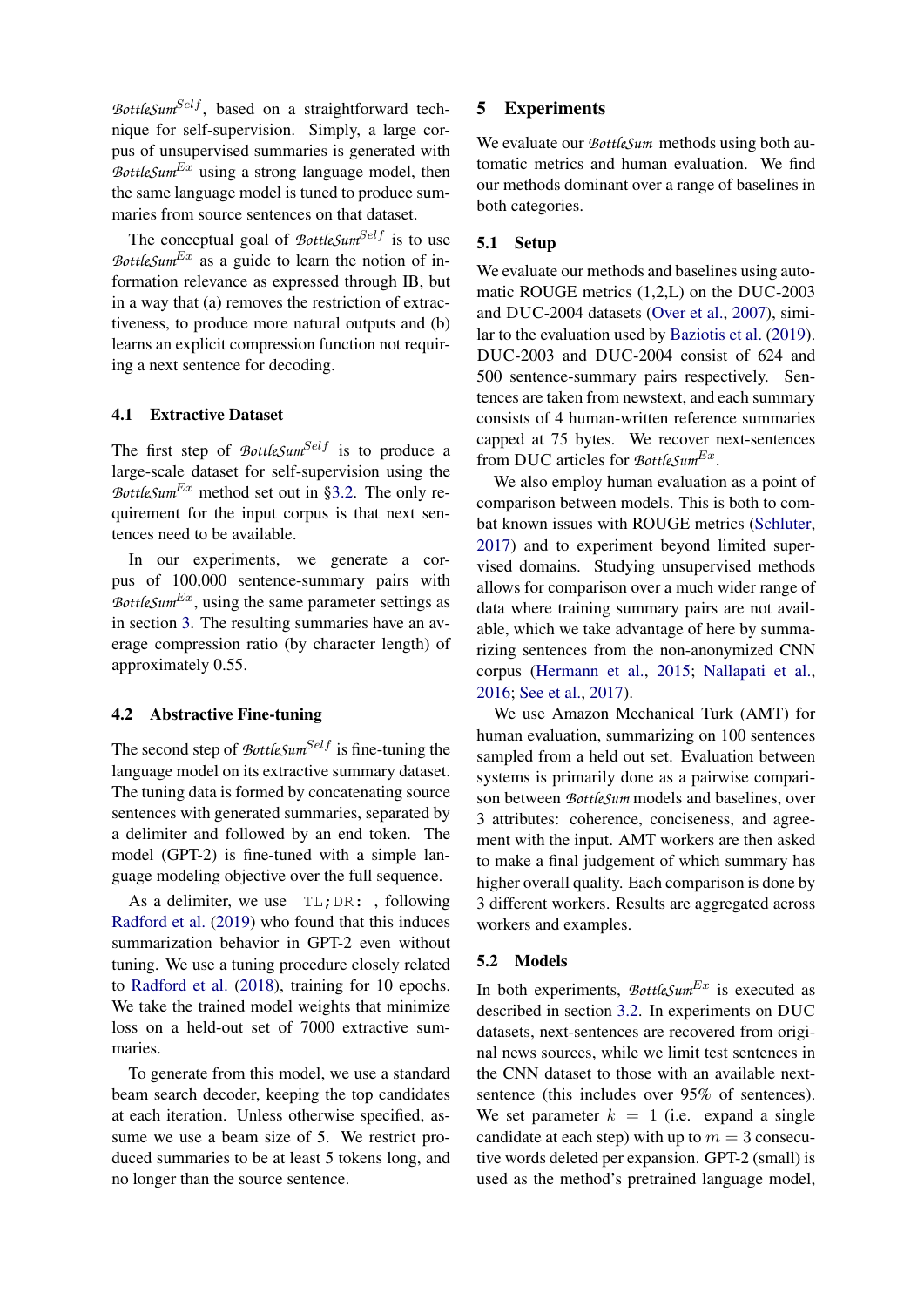*BottleSum*$^{Self}$, based on a straightforward technique for self-supervision. Simply, a large corpus of unsupervised summaries is generated with *BottleSum*$^{Ex}$ using a strong language model, then the same language model is tuned to produce summaries from source sentences on that dataset.

The conceptual goal of *BottleSum*$^{Self}$ is to use *BottleSum*$^{Ex}$ as a guide to learn the notion of information relevance as expressed through IB, but in a way that (a) removes the restriction of extractiveness, to produce more natural outputs and (b) learns an explicit compression function not requiring a next sentence for decoding.

### 4.1 Extractive Dataset

The first step of *BottleSum*$^{Self}$ is to produce a large-scale dataset for self-supervision using the *BottleSum*$^{Ex}$ method set out in §3.2. The only requirement for the input corpus is that next sentences need to be available.

In our experiments, we generate a corpus of 100,000 sentence-summary pairs with *BottleSum*$^{Ex}$, using the same parameter settings as in section 3. The resulting summaries have an average compression ratio (by character length) of approximately 0.55.

### 4.2 Abstractive Fine-tuning

The second step of *BottleSum*$^{Self}$ is fine-tuning the language model on its extractive summary dataset. The tuning data is formed by concatenating source sentences with generated summaries, separated by a delimiter and followed by an end token. The model (GPT-2) is fine-tuned with a simple language modeling objective over the full sequence.

As a delimiter, we use `TL;DR:` , following Radford et al. (2019) who found that this induces summarization behavior in GPT-2 even without tuning. We use a tuning procedure closely related to Radford et al. (2018), training for 10 epochs. We take the trained model weights that minimize loss on a held-out set of 7000 extractive summaries.

To generate from this model, we use a standard beam search decoder, keeping the top candidates at each iteration. Unless otherwise specified, assume we use a beam size of 5. We restrict produced summaries to be at least 5 tokens long, and no longer than the source sentence.

## 5 Experiments

We evaluate our *BottleSum* methods using both automatic metrics and human evaluation. We find our methods dominant over a range of baselines in both categories.

### 5.1 Setup

We evaluate our methods and baselines using automatic ROUGE metrics (1,2,L) on the DUC-2003 and DUC-2004 datasets (Over et al., 2007), similar to the evaluation used by Baziotis et al. (2019). DUC-2003 and DUC-2004 consist of 624 and 500 sentence-summary pairs respectively. Sentences are taken from newstext, and each summary consists of 4 human-written reference summaries capped at 75 bytes. We recover next-sentences from DUC articles for *BottleSum*$^{Ex}$.

We also employ human evaluation as a point of comparison between models. This is both to combat known issues with ROUGE metrics (Schluter, 2017) and to experiment beyond limited supervised domains. Studying unsupervised methods allows for comparison over a much wider range of data where training summary pairs are not available, which we take advantage of here by summarizing sentences from the non-anonymized CNN corpus (Hermann et al., 2015; Nallapati et al., 2016; See et al., 2017).

We use Amazon Mechanical Turk (AMT) for human evaluation, summarizing on 100 sentences sampled from a held out set. Evaluation between systems is primarily done as a pairwise comparison between *BottleSum* models and baselines, over 3 attributes: coherence, conciseness, and agreement with the input. AMT workers are then asked to make a final judgement of which summary has higher overall quality. Each comparison is done by 3 different workers. Results are aggregated across workers and examples.

### 5.2 Models

In both experiments, *BottleSum*$^{Ex}$ is executed as described in section 3.2. In experiments on DUC datasets, next-sentences are recovered from original news sources, while we limit test sentences in the CNN dataset to those with an available next-sentence (this includes over 95% of sentences). We set parameter $k = 1$ (i.e. expand a single candidate at each step) with up to $m = 3$ consecutive words deleted per expansion. GPT-2 (small) is used as the method's pretrained language model,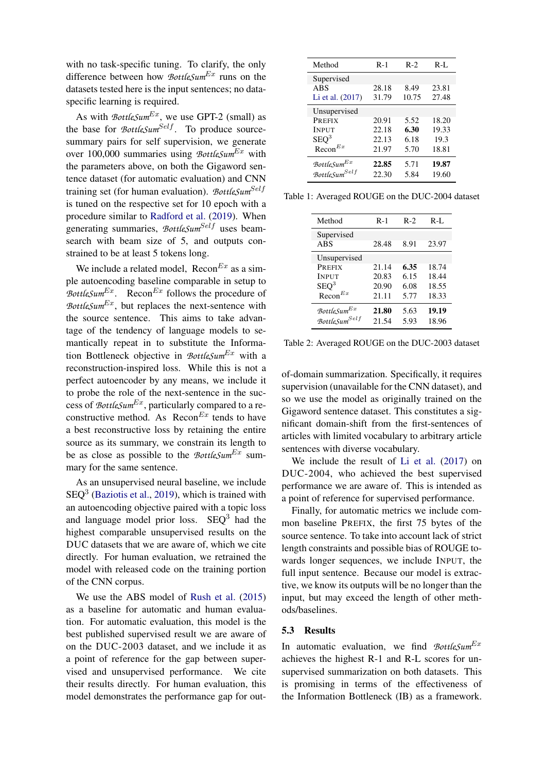with no task-specific tuning. To clarify, the only difference between how $BottleSum^{Ex}$ runs on the datasets tested here is the input sentences; no data-specific learning is required.

As with $BottleSum^{Ex}$, we use GPT-2 (small) as the base for $BottleSum^{Self}$. To produce source-summary pairs for self supervision, we generate over 100,000 summaries using $BottleSum^{Ex}$ with the parameters above, on both the Gigaword sentence dataset (for automatic evaluation) and CNN training set (for human evaluation). $BottleSum^{Self}$ is tuned on the respective set for 10 epoch with a procedure similar to Radford et al. (2019). When generating summaries, $BottleSum^{Self}$ uses beam-search with beam size of 5, and outputs constrained to be at least 5 tokens long.

We include a related model, $Recon^{Ex}$ as a simple autoencoding baseline comparable in setup to $BottleSum^{Ex}$. $Recon^{Ex}$ follows the procedure of $BottleSum^{Ex}$, but replaces the next-sentence with the source sentence. This aims to take advantage of the tendency of language models to semantically repeat in to substitute the Information Bottleneck objective in $BottleSum^{Ex}$ with a reconstruction-inspired loss. While this is not a perfect autoencoder by any means, we include it to probe the role of the next-sentence in the success of $BottleSum^{Ex}$, particularly compared to a reconstructive method. As $Recon^{Ex}$ tends to have a best reconstructive loss by retaining the entire source as its summary, we constrain its length to be as close as possible to the $BottleSum^{Ex}$ summary for the same sentence.

As an unsupervised neural baseline, we include $SEQ^3$ (Baziotis et al., 2019), which is trained with an autoencoding objective paired with a topic loss and language model prior loss. $SEQ^3$ had the highest comparable unsupervised results on the DUC datasets that we are aware of, which we cite directly. For human evaluation, we retrained the model with released code on the training portion of the CNN corpus.

We use the ABS model of Rush et al. (2015) as a baseline for automatic and human evaluation. For automatic evaluation, this model is the best published supervised result we are aware of on the DUC-2003 dataset, and we include it as a point of reference for the gap between supervised and unsupervised performance. We cite their results directly. For human evaluation, this model demonstrates the performance gap for out-of-domain summarization. Specifically, it requires supervision (unavailable for the CNN dataset), and so we use the model as originally trained on the Gigaword sentence dataset. This constitutes a significant domain-shift from the first-sentences of articles with limited vocabulary to arbitrary article sentences with diverse vocabulary.

We include the result of Li et al. (2017) on DUC-2004, who achieved the best supervised performance we are aware of. This is intended as a point of reference for supervised performance.

Finally, for automatic metrics we include common baseline PREFIX, the first 75 bytes of the source sentence. To take into account lack of strict length constraints and possible bias of ROUGE towards longer sequences, we include INPUT, the full input sentence. Because our model is extractive, we know its outputs will be no longer than the input, but may exceed the length of other methods/baselines.

| Method | R-1 | R-2 | R-L |
|---|---|---|---|
| Supervised | | | |
| ABS | 28.18 | 8.49 | 23.81 |
| Li et al. (2017) | 31.79 | 10.75 | 27.48 |
| Unsupervised | | | |
| PREFIX | 20.91 | 5.52 | 18.20 |
| INPUT | 22.18 | **6.30** | 19.33 |
| $SEQ^3$ | 22.13 | 6.18 | 19.3 |
| $Recon^{Ex}$ | 21.97 | 5.70 | 18.81 |
| $BottleSum^{Ex}$ | **22.85** | 5.71 | **19.87** |
| $BottleSum^{Self}$ | 22.30 | 5.84 | 19.60 |

Table 1: Averaged ROUGE on the DUC-2004 dataset

| Method | R-1 | R-2 | R-L |
|---|---|---|---|
| Supervised | | | |
| ABS | 28.48 | 8.91 | 23.97 |
| Unsupervised | | | |
| PREFIX | 21.14 | **6.35** | 18.74 |
| INPUT | 20.83 | 6.15 | 18.44 |
| $SEQ^3$ | 20.90 | 6.08 | 18.55 |
| $Recon^{Ex}$ | 21.11 | 5.77 | 18.33 |
| $BottleSum^{Ex}$ | **21.80** | 5.63 | **19.19** |
| $BottleSum^{Self}$ | 21.54 | 5.93 | 18.96 |

Table 2: Averaged ROUGE on the DUC-2003 dataset

### 5.3 Results

In automatic evaluation, we find $BottleSum^{Ex}$ achieves the highest R-1 and R-L scores for unsupervised summarization on both datasets. This is promising in terms of the effectiveness of the Information Bottleneck (IB) as a framework.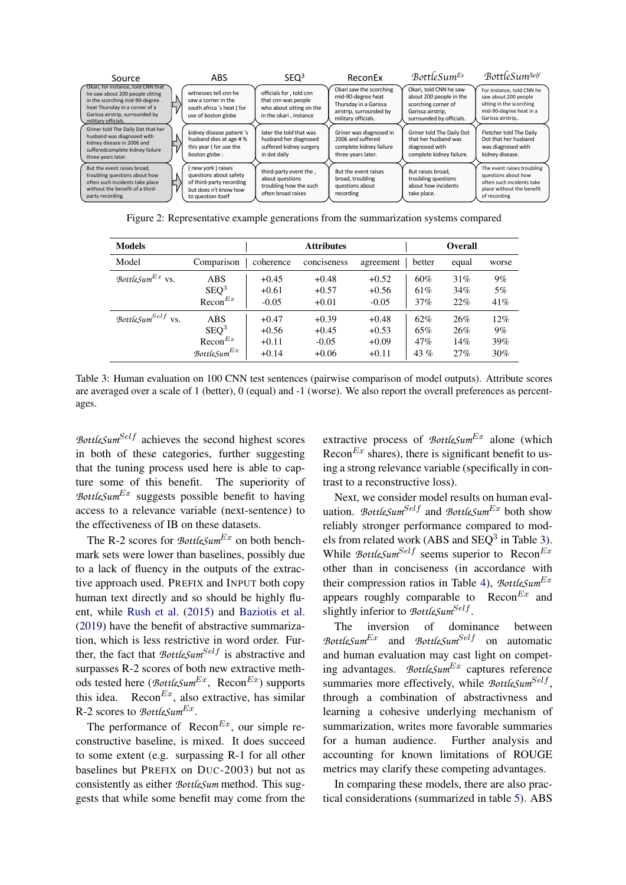| Source | ABS | SEQ³ | ReconEx | $BottleSum^{Ex}$ | $BottleSum^{Self}$ |
|---|---|---|---|---|---|
| Okari, for instance, told CNN that he saw about 200 people sitting in the scorching mid-90-degree heat Thursday in a corner of a Garissa airstrip, surrounded by military officials. | witnesses tell cnn he saw a corner in the south africa 's heat ( for use of boston globe | officials for , told cnn that cnn was people who about sitting on the in the okari , instance | Okari saw the scorching mid-90-degree heat Thursday in a Garissa airstrip, surrounded by military officials. | Okari, told CNN he saw about 200 people in the scorching corner of Garissa airstrip, surrounded by officials. | For instance, told CNN he saw about 200 people sitting in the scorching mid-90-degree heat in a Garissa airstrip,. |
| Griner told The Daily Dot that her husband was diagnosed with kidney disease in 2006 and sufferedcomplete kidney failure three years later. | kidney disease patient 's husband dies at age # % this year ( for use the boston globe : | later the told that was husband her diagnosed suffered kidney surgery in dot daily | Griner was diagnosed in 2006 and suffered complete kidney failure three years later. | Griner told The Daily Dot that her husband was diagnosed with complete kidney failure. | Fletcher told The Daily Dot that her husband was diagnosed with kidney disease. |
| But the event raises broad, troubling questions about how often such incidents take place without the benefit of a third-party recording. | ( new york ) raises questions about safety of third-party recording but does n't know how to question itself | third-party event the , about questions troubling how the such often broad raises | But the event raises broad, troubling questions about recording | But raises broad, troubling questions about how incidents take place. | The event raises troubling questions about how often such incidents take place without the benefit of recording |

Figure 2: Representative example generations from the summarization systems compared

| **Models** | | **Attributes** | | | **Overall** | | |
|---|---|---|---|---|---|---|---|
| Model | Comparison | coherence | conciseness | agreement | better | equal | worse |
| $BottleSum^{Ex}$ vs. | ABS | +0.45 | +0.48 | +0.52 | 60% | 31% | 9% |
| | SEQ³ | +0.61 | +0.57 | +0.56 | 61% | 34% | 5% |
| | $Recon^{Ex}$ | -0.05 | +0.01 | -0.05 | 37% | 22% | 41% |
| $BottleSum^{Self}$ vs. | ABS | +0.47 | +0.39 | +0.48 | 62% | 26% | 12% |
| | SEQ³ | +0.56 | +0.45 | +0.53 | 65% | 26% | 9% |
| | $Recon^{Ex}$ | +0.11 | -0.05 | +0.09 | 47% | 14% | 39% |
| | $BottleSum^{Ex}$ | +0.14 | +0.06 | +0.11 | 43 % | 27% | 30% |

Table 3: Human evaluation on 100 CNN test sentences (pairwise comparison of model outputs). Attribute scores are averaged over a scale of 1 (better), 0 (equal) and -1 (worse). We also report the overall preferences as percentages.

$BottleSum^{Self}$ achieves the second highest scores in both of these categories, further suggesting that the tuning process used here is able to capture some of this benefit. The superiority of $BottleSum^{Ex}$ suggests possible benefit to having access to a relevance variable (next-sentence) to the effectiveness of IB on these datasets.

The R-2 scores for $BottleSum^{Ex}$ on both benchmark sets were lower than baselines, possibly due to a lack of fluency in the outputs of the extractive approach used. PREFIX and INPUT both copy human text directly and so should be highly fluent, while Rush et al. (2015) and Baziotis et al. (2019) have the benefit of abstractive summarization, which is less restrictive in word order. Further, the fact that $BottleSum^{Self}$ is abstractive and surpasses R-2 scores of both new extractive methods tested here ($BottleSum^{Ex}$, $Recon^{Ex}$) supports this idea. $Recon^{Ex}$, also extractive, has similar R-2 scores to $BottleSum^{Ex}$.

The performance of $Recon^{Ex}$, our simple reconstructive baseline, is mixed. It does succeed to some extent (e.g. surpassing R-1 for all other baselines but PREFIX on DUC-2003) but not as consistently as either *BottleSum* method. This suggests that while some benefit may come from the extractive process of $BottleSum^{Ex}$ alone (which $Recon^{Ex}$ shares), there is significant benefit to using a strong relevance variable (specifically in contrast to a reconstructive loss).

Next, we consider model results on human evaluation. $BottleSum^{Self}$ and $BottleSum^{Ex}$ both show reliably stronger performance compared to models from related work (ABS and SEQ³ in Table 3). While $BottleSum^{Self}$ seems superior to $Recon^{Ex}$ other than in conciseness (in accordance with their compression ratios in Table 4), $BottleSum^{Ex}$ appears roughly comparable to $Recon^{Ex}$ and slightly inferior to $BottleSum^{Self}$.

The inversion of dominance between $BottleSum^{Ex}$ and $BottleSum^{Self}$ on automatic and human evaluation may cast light on competing advantages. $BottleSum^{Ex}$ captures reference summaries more effectively, while $BottleSum^{Self}$, through a combination of abstractivness and learning a cohesive underlying mechanism of summarization, writes more favorable summaries for a human audience. Further analysis and accounting for known limitations of ROUGE metrics may clarify these competing advantages.

In comparing these models, there are also practical considerations (summarized in table 5). ABS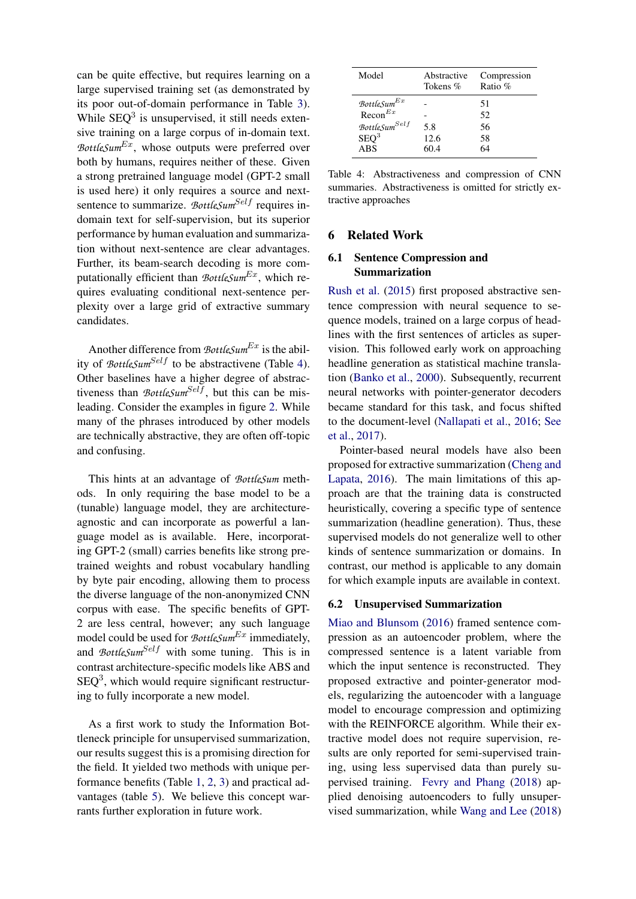can be quite effective, but requires learning on a large supervised training set (as demonstrated by its poor out-of-domain performance in Table 3). While SEQ$^3$ is unsupervised, it still needs extensive training on a large corpus of in-domain text. *BottleSum*$^{Ex}$, whose outputs were preferred over both by humans, requires neither of these. Given a strong pretrained language model (GPT-2 small is used here) it only requires a source and next-sentence to summarize. *BottleSum*$^{Self}$ requires in-domain text for self-supervision, but its superior performance by human evaluation and summarization without next-sentence are clear advantages. Further, its beam-search decoding is more computationally efficient than *BottleSum*$^{Ex}$, which requires evaluating conditional next-sentence perplexity over a large grid of extractive summary candidates.

Another difference from *BottleSum*$^{Ex}$ is the ability of *BottleSum*$^{Self}$ to be abstractivene (Table 4). Other baselines have a higher degree of abstractiveness than *BottleSum*$^{Self}$, but this can be misleading. Consider the examples in figure 2. While many of the phrases introduced by other models are technically abstractive, they are often off-topic and confusing.

This hints at an advantage of *BottleSum* methods. In only requiring the base model to be a (tunable) language model, they are architecture-agnostic and can incorporate as powerful a language model as is available. Here, incorporating GPT-2 (small) carries benefits like strong pretrained weights and robust vocabulary handling by byte pair encoding, allowing them to process the diverse language of the non-anonymized CNN corpus with ease. The specific benefits of GPT-2 are less central, however; any such language model could be used for *BottleSum*$^{Ex}$ immediately, and *BottleSum*$^{Self}$ with some tuning. This is in contrast architecture-specific models like ABS and SEQ$^3$, which would require significant restructuring to fully incorporate a new model.

As a first work to study the Information Bottleneck principle for unsupervised summarization, our results suggest this is a promising direction for the field. It yielded two methods with unique performance benefits (Table 1, 2, 3) and practical advantages (table 5). We believe this concept warrants further exploration in future work.

| Model | Abstractive Tokens % | Compression Ratio % |
|---|---|---|
| *BottleSum*$^{Ex}$ | - | 51 |
| Recon$^{Ex}$ | - | 52 |
| *BottleSum*$^{Self}$ | 5.8 | 56 |
| SEQ$^3$ | 12.6 | 58 |
| ABS | 60.4 | 64 |

Table 4: Abstractiveness and compression of CNN summaries. Abstractiveness is omitted for strictly extractive approaches

## 6 Related Work

### 6.1 Sentence Compression and Summarization

Rush et al. (2015) first proposed abstractive sentence compression with neural sequence to sequence models, trained on a large corpus of headlines with the first sentences of articles as supervision. This followed early work on approaching headline generation as statistical machine translation (Banko et al., 2000). Subsequently, recurrent neural networks with pointer-generator decoders became standard for this task, and focus shifted to the document-level (Nallapati et al., 2016; See et al., 2017).

Pointer-based neural models have also been proposed for extractive summarization (Cheng and Lapata, 2016). The main limitations of this approach are that the training data is constructed heuristically, covering a specific type of sentence summarization (headline generation). Thus, these supervised models do not generalize well to other kinds of sentence summarization or domains. In contrast, our method is applicable to any domain for which example inputs are available in context.

### 6.2 Unsupervised Summarization

Miao and Blunsom (2016) framed sentence compression as an autoencoder problem, where the compressed sentence is a latent variable from which the input sentence is reconstructed. They proposed extractive and pointer-generator models, regularizing the autoencoder with a language model to encourage compression and optimizing with the REINFORCE algorithm. While their extractive model does not require supervision, results are only reported for semi-supervised training, using less supervised data than purely supervised training. Fevry and Phang (2018) applied denoising autoencoders to fully unsupervised summarization, while Wang and Lee (2018)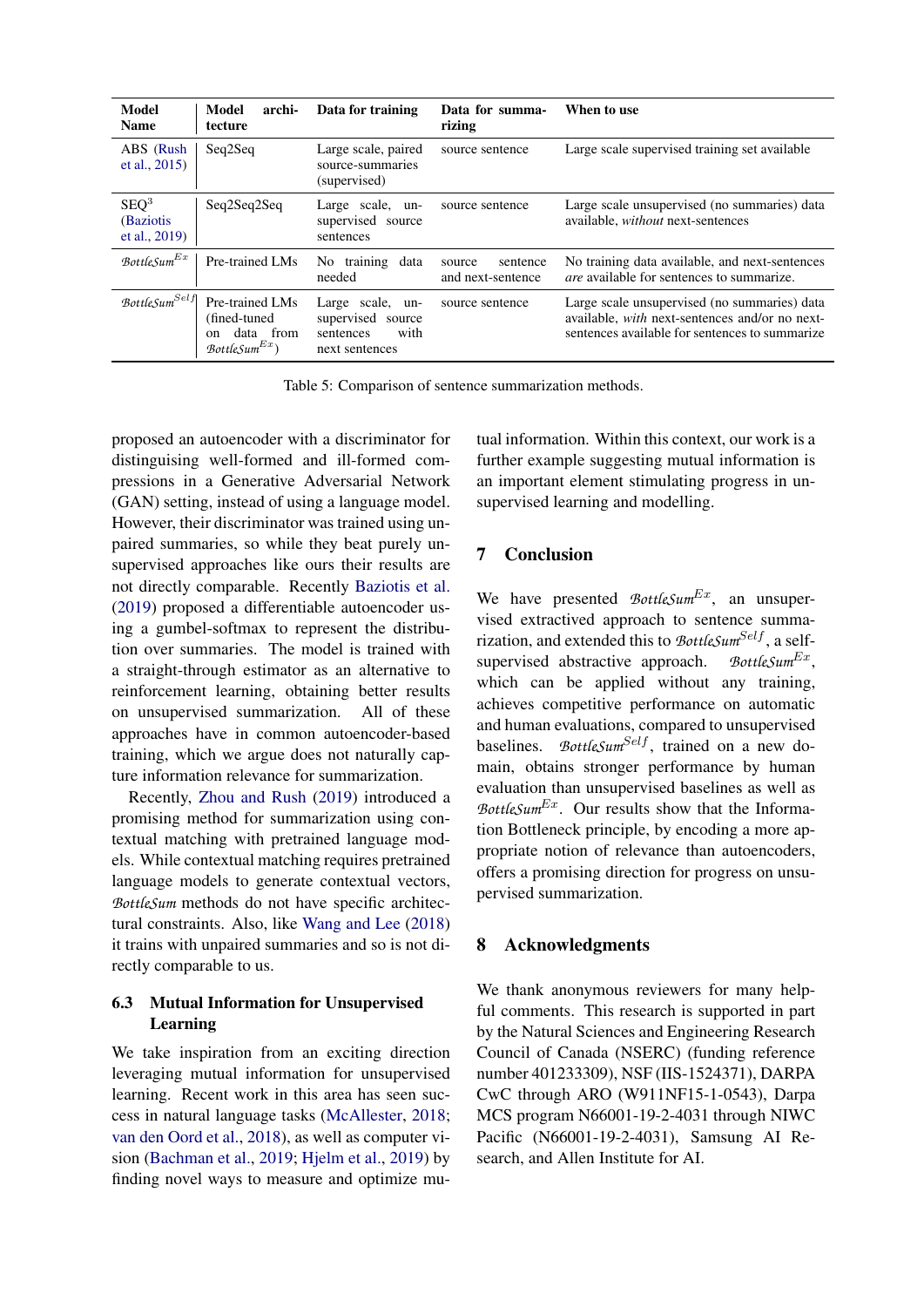| Model Name | Model architecture | Data for training | Data for summarizing | When to use |
|---|---|---|---|---|
| ABS (Rush et al., 2015) | Seq2Seq | Large scale, paired source-summaries (supervised) | source sentence | Large scale supervised training set available |
| SEQ$^3$ (Baziotis et al., 2019) | Seq2Seq2Seq | Large scale, unsupervised source sentences | source sentence | Large scale unsupervised (no summaries) data available, *without* next-sentences |
| *BottleSum*$^{Ex}$ | Pre-trained LMs | No training data needed | source sentence and next-sentence | No training data available, and next-sentences *are* available for sentences to summarize. |
| *BottleSum*$^{Self}$ | Pre-trained LMs (fined-tuned on data from *BottleSum*$^{Ex}$) | Large scale, unsupervised source sentences with next sentences | source sentence | Large scale unsupervised (no summaries) data available, *with* next-sentences and/or no next-sentences available for sentences to summarize |

Table 5: Comparison of sentence summarization methods.

proposed an autoencoder with a discriminator for distinguishing well-formed and ill-formed compressions in a Generative Adversarial Network (GAN) setting, instead of using a language model. However, their discriminator was trained using unpaired summaries, so while they beat purely unsupervised approaches like ours their results are not directly comparable. Recently Baziotis et al. (2019) proposed a differentiable autoencoder using a gumbel-softmax to represent the distribution over summaries. The model is trained with a straight-through estimator as an alternative to reinforcement learning, obtaining better results on unsupervised summarization. All of these approaches have in common autoencoder-based training, which we argue does not naturally capture information relevance for summarization.

Recently, Zhou and Rush (2019) introduced a promising method for summarization using contextual matching with pretrained language models. While contextual matching requires pretrained language models to generate contextual vectors, *BottleSum* methods do not have specific architectural constraints. Also, like Wang and Lee (2018) it trains with unpaired summaries and so is not directly comparable to us.

### 6.3 Mutual Information for Unsupervised Learning

We take inspiration from an exciting direction leveraging mutual information for unsupervised learning. Recent work in this area has seen success in natural language tasks (McAllester, 2018; van den Oord et al., 2018), as well as computer vision (Bachman et al., 2019; Hjelm et al., 2019) by finding novel ways to measure and optimize mutual information. Within this context, our work is a further example suggesting mutual information is an important element stimulating progress in unsupervised learning and modelling.

## 7 Conclusion

We have presented *BottleSum*$^{Ex}$, an unsupervised extractived approach to sentence summarization, and extended this to *BottleSum*$^{Self}$, a self-supervised abstractive approach. *BottleSum*$^{Ex}$, which can be applied without any training, achieves competitive performance on automatic and human evaluations, compared to unsupervised baselines. *BottleSum*$^{Self}$, trained on a new domain, obtains stronger performance by human evaluation than unsupervised baselines as well as *BottleSum*$^{Ex}$. Our results show that the Information Bottleneck principle, by encoding a more appropriate notion of relevance than autoencoders, offers a promising direction for progress on unsupervised summarization.

## 8 Acknowledgments

We thank anonymous reviewers for many helpful comments. This research is supported in part by the Natural Sciences and Engineering Research Council of Canada (NSERC) (funding reference number 401233309), NSF (IIS-1524371), DARPA CwC through ARO (W911NF15-1-0543), Darpa MCS program N66001-19-2-4031 through NIWC Pacific (N66001-19-2-4031), Samsung AI Research, and Allen Institute for AI.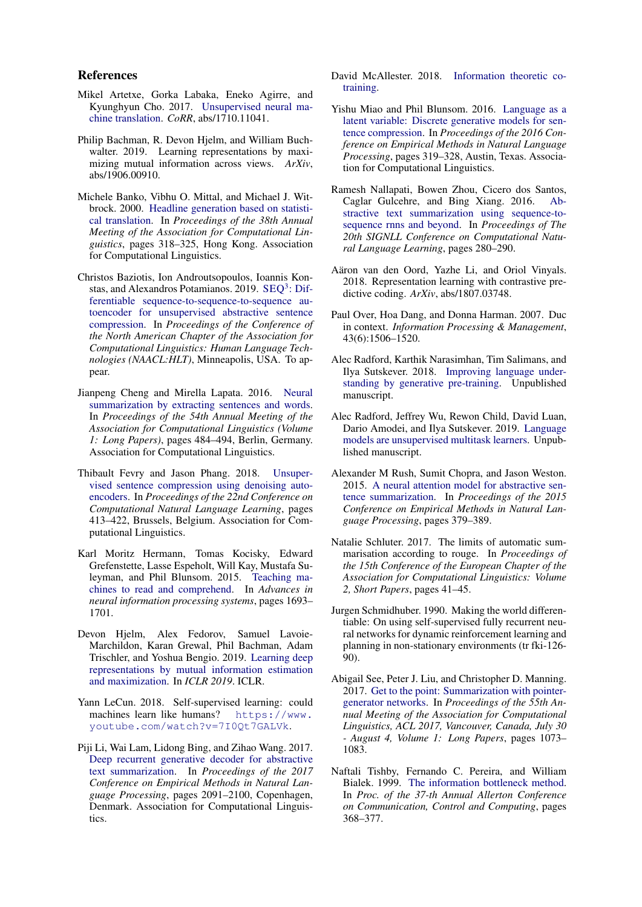## References

Mikel Artetxe, Gorka Labaka, Eneko Agirre, and Kyunghyun Cho. 2017. Unsupervised neural machine translation. *CoRR*, abs/1710.11041.

Philip Bachman, R. Devon Hjelm, and William Buchwalter. 2019. Learning representations by maximizing mutual information across views. *ArXiv*, abs/1906.00910.

Michele Banko, Vibhu O. Mittal, and Michael J. Witbrock. 2000. Headline generation based on statistical translation. In *Proceedings of the 38th Annual Meeting of the Association for Computational Linguistics*, pages 318–325, Hong Kong. Association for Computational Linguistics.

Christos Baziotis, Ion Androutsopoulos, Ioannis Konstas, and Alexandros Potamianos. 2019. SEQ$^3$: Differentiable sequence-to-sequence-to-sequence autoencoder for unsupervised abstractive sentence compression. In *Proceedings of the North American Chapter of the Association for Computational Linguistics: Human Language Technologies (NAACL:HLT)*, Minneapolis, USA. To appear.

Jianpeng Cheng and Mirella Lapata. 2016. Neural summarization by extracting sentences and words. In *Proceedings of the 54th Annual Meeting of the Association for Computational Linguistics (Volume 1: Long Papers)*, pages 484–494, Berlin, Germany. Association for Computational Linguistics.

Thibault Fevry and Jason Phang. 2018. Unsupervised sentence compression using denoising autoencoders. In *Proceedings of the 22nd Conference on Computational Natural Language Learning*, pages 413–422, Brussels, Belgium. Association for Computational Linguistics.

Karl Moritz Hermann, Tomas Kocisky, Edward Grefenstette, Lasse Espeholt, Will Kay, Mustafa Suleyman, and Phil Blunsom. 2015. Teaching machines to read and comprehend. In *Advances in neural information processing systems*, pages 1693–1701.

Devon Hjelm, Alex Fedorov, Samuel Lavoie-Marchildon, Karan Grewal, Phil Bachman, Adam Trischler, and Yoshua Bengio. 2019. Learning deep representations by mutual information estimation and maximization. In *ICLR 2019*. ICLR.

Yann LeCun. 2018. Self-supervised learning: could machines learn like humans? `https://www.youtube.com/watch?v=7I0Qt7GALVk`.

Piji Li, Wai Lam, Lidong Bing, and Zihao Wang. 2017. Deep recurrent generative decoder for abstractive text summarization. In *Proceedings of the 2017 Conference on Empirical Methods in Natural Language Processing*, pages 2091–2100, Copenhagen, Denmark. Association for Computational Linguistics.

David McAllester. 2018. Information theoretic co-training.

Yishu Miao and Phil Blunsom. 2016. Language as a latent variable: Discrete generative models for sentence compression. In *Proceedings of the 2016 Conference on Empirical Methods in Natural Language Processing*, pages 319–328, Austin, Texas. Association for Computational Linguistics.

Ramesh Nallapati, Bowen Zhou, Cicero dos Santos, Caglar Gulcehre, and Bing Xiang. 2016. Abstractive text summarization using sequence-to-sequence rnns and beyond. In *Proceedings of The 20th SIGNLL Conference on Computational Natural Language Learning*, pages 280–290.

Aäron van den Oord, Yazhe Li, and Oriol Vinyals. 2018. Representation learning with contrastive predictive coding. *ArXiv*, abs/1807.03748.

Paul Over, Hoa Dang, and Donna Harman. 2007. Duc in context. *Information Processing & Management*, 43(6):1506–1520.

Alec Radford, Karthik Narasimhan, Tim Salimans, and Ilya Sutskever. 2018. Improving language understanding by generative pre-training. Unpublished manuscript.

Alec Radford, Jeffrey Wu, Rewon Child, David Luan, Dario Amodei, and Ilya Sutskever. 2019. Language models are unsupervised multitask learners. Unpublished manuscript.

Alexander M Rush, Sumit Chopra, and Jason Weston. 2015. A neural attention model for abstractive sentence summarization. In *Proceedings of the 2015 Conference on Empirical Methods in Natural Language Processing*, pages 379–389.

Natalie Schluter. 2017. The limits of automatic summarisation according to rouge. In *Proceedings of the 15th Conference of the European Chapter of the Association for Computational Linguistics: Volume 2, Short Papers*, pages 41–45.

Jurgen Schmidhuber. 1990. Making the world differentiable: On using self-supervised fully recurrent neural networks for dynamic reinforcement learning and planning in non-stationary environments (tr fki-126-90).

Abigail See, Peter J. Liu, and Christopher D. Manning. 2017. Get to the point: Summarization with pointer-generator networks. In *Proceedings of the 55th Annual Meeting of the Association for Computational Linguistics, ACL 2017, Vancouver, Canada, July 30 - August 4, Volume 1: Long Papers*, pages 1073–1083.

Naftali Tishby, Fernando C. Pereira, and William Bialek. 1999. The information bottleneck method. In *Proc. of the 37-th Annual Allerton Conference on Communication, Control and Computing*, pages 368–377.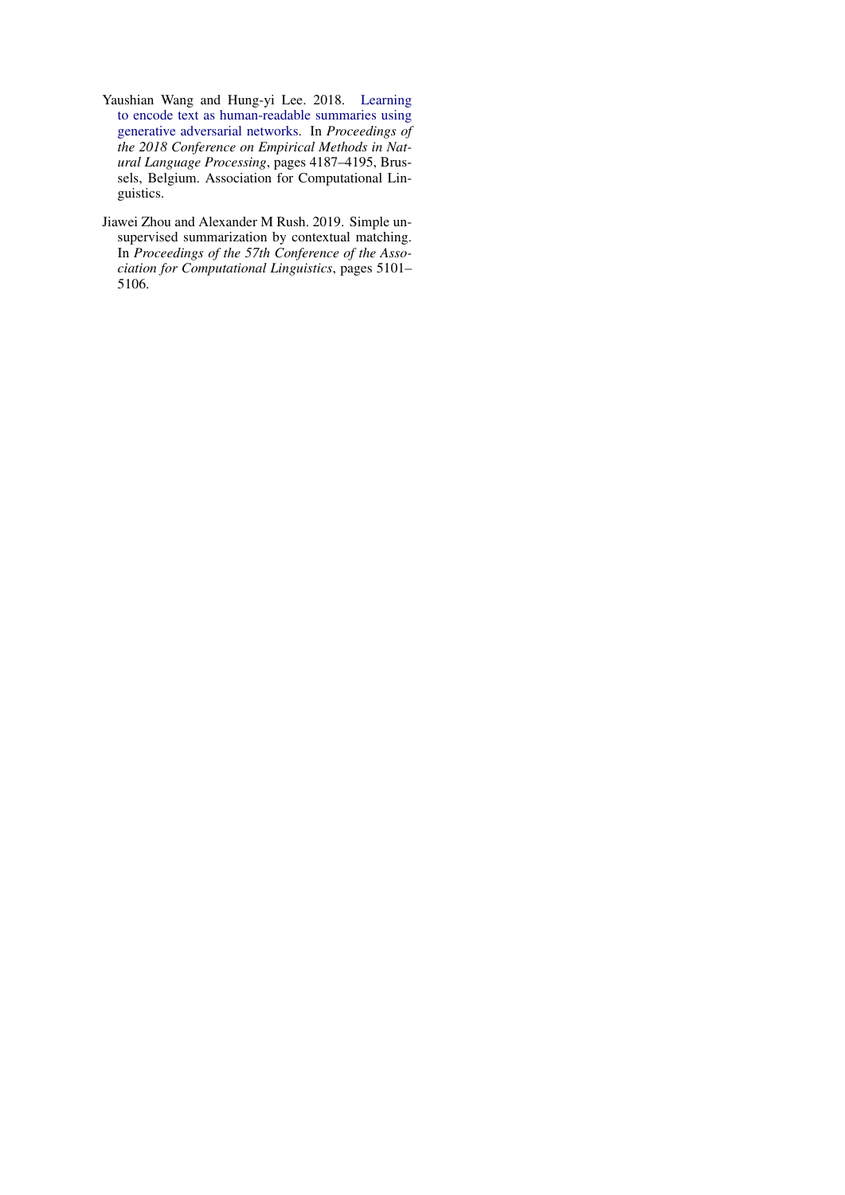Yaushian Wang and Hung-yi Lee. 2018. Learning to encode text as human-readable summaries using generative adversarial networks. In *Proceedings of the 2018 Conference on Empirical Methods in Natural Language Processing*, pages 4187–4195, Brussels, Belgium. Association for Computational Linguistics.

Jiawei Zhou and Alexander M Rush. 2019. Simple unsupervised summarization by contextual matching. In *Proceedings of the 57th Conference of the Association for Computational Linguistics*, pages 5101–5106.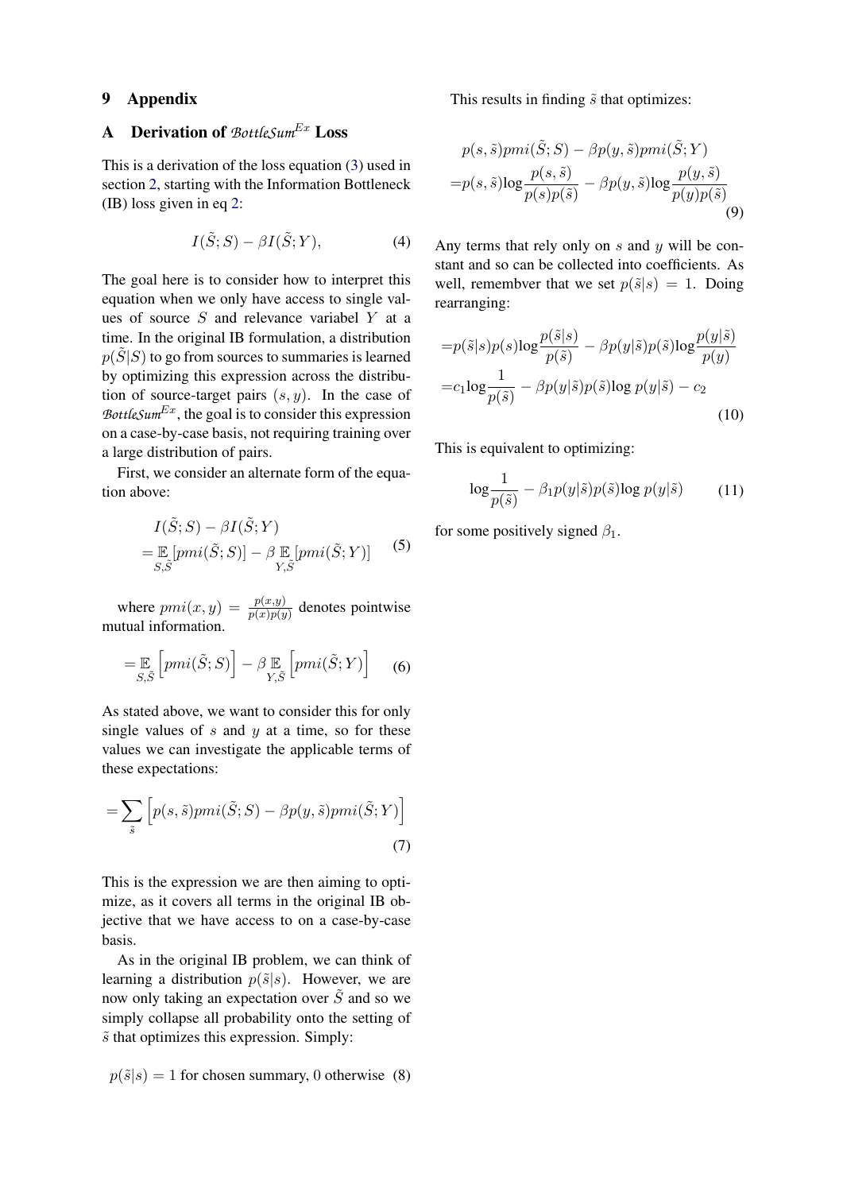# 9 Appendix

## A Derivation of $\mathcal{BottleSum}^{Ex}$ Loss

This is a derivation of the loss equation (3) used in section 2, starting with the Information Bottleneck (IB) loss given in eq 2:

$$I(\tilde{S}; S) - \beta I(\tilde{S}; Y), \tag{4}$$

The goal here is to consider how to interpret this equation when we only have access to single values of source $S$ and relevance variabel $Y$ at a time. In the original IB formulation, a distribution $p(\tilde{S}|S)$ to go from sources to summaries is learned by optimizing this expression across the distribution of source-target pairs $(s, y)$. In the case of $\mathcal{BottleSum}^{Ex}$, the goal is to consider this expression on a case-by-case basis, not requiring training over a large distribution of pairs.

First, we consider an alternate form of the equation above:

$$\begin{aligned} & I(\tilde{S}; S) - \beta I(\tilde{S}; Y) \\ &= \mathop{\mathbb{E}}_{S,\tilde{S}}[pmi(\tilde{S}; S)] - \beta \mathop{\mathbb{E}}_{Y,\tilde{S}}[pmi(\tilde{S}; Y)] \end{aligned} \tag{5}$$

where $pmi(x, y) = \frac{p(x,y)}{p(x)p(y)}$ denotes pointwise mutual information.

$$= \mathop{\mathbb{E}}_{S,\tilde{S}}\Big[pmi(\tilde{S}; S)\Big] - \beta \mathop{\mathbb{E}}_{Y,\tilde{S}}\Big[pmi(\tilde{S}; Y)\Big] \tag{6}$$

As stated above, we want to consider this for only single values of $s$ and $y$ at a time, so for these values we can investigate the applicable terms of these expectations:

$$= \sum_{\tilde{s}} \Big[p(s, \tilde{s}) pmi(\tilde{S}; S) - \beta p(y, \tilde{s}) pmi(\tilde{S}; Y)\Big] \tag{7}$$

This is the expression we are then aiming to optimize, as it covers all terms in the original IB objective that we have access to on a case-by-case basis.

As in the original IB problem, we can think of learning a distribution $p(\tilde{s}|s)$. However, we are now only taking an expectation over $\tilde{S}$ and so we simply collapse all probability onto the setting of $\tilde{s}$ that optimizes this expression. Simply:

$$p(\tilde{s}|s) = 1 \text{ for chosen summary, 0 otherwise} \tag{8}$$

This results in finding $\tilde{s}$ that optimizes:

$$\begin{aligned} & p(s, \tilde{s}) pmi(\tilde{S}; S) - \beta p(y, \tilde{s}) pmi(\tilde{S}; Y) \\ &= p(s, \tilde{s}) \log \frac{p(s, \tilde{s})}{p(s)p(\tilde{s})} - \beta p(y, \tilde{s}) \log \frac{p(y, \tilde{s})}{p(y)p(\tilde{s})} \end{aligned} \tag{9}$$

Any terms that rely only on $s$ and $y$ will be constant and so can be collected into coefficients. As well, remembver that we set $p(\tilde{s}|s) = 1$. Doing rearranging:

$$\begin{aligned} &= p(\tilde{s}|s)p(s) \log \frac{p(\tilde{s}|s)}{p(\tilde{s})} - \beta p(y|\tilde{s})p(\tilde{s}) \log \frac{p(y|\tilde{s})}{p(y)} \\ &= c_1 \log \frac{1}{p(\tilde{s})} - \beta p(y|\tilde{s})p(\tilde{s}) \log p(y|\tilde{s}) - c_2 \end{aligned} \tag{10}$$

This is equivalent to optimizing:

$$\log \frac{1}{p(\tilde{s})} - \beta_1 p(y|\tilde{s})p(\tilde{s}) \log p(y|\tilde{s}) \tag{11}$$

for some positively signed $\beta_1$.